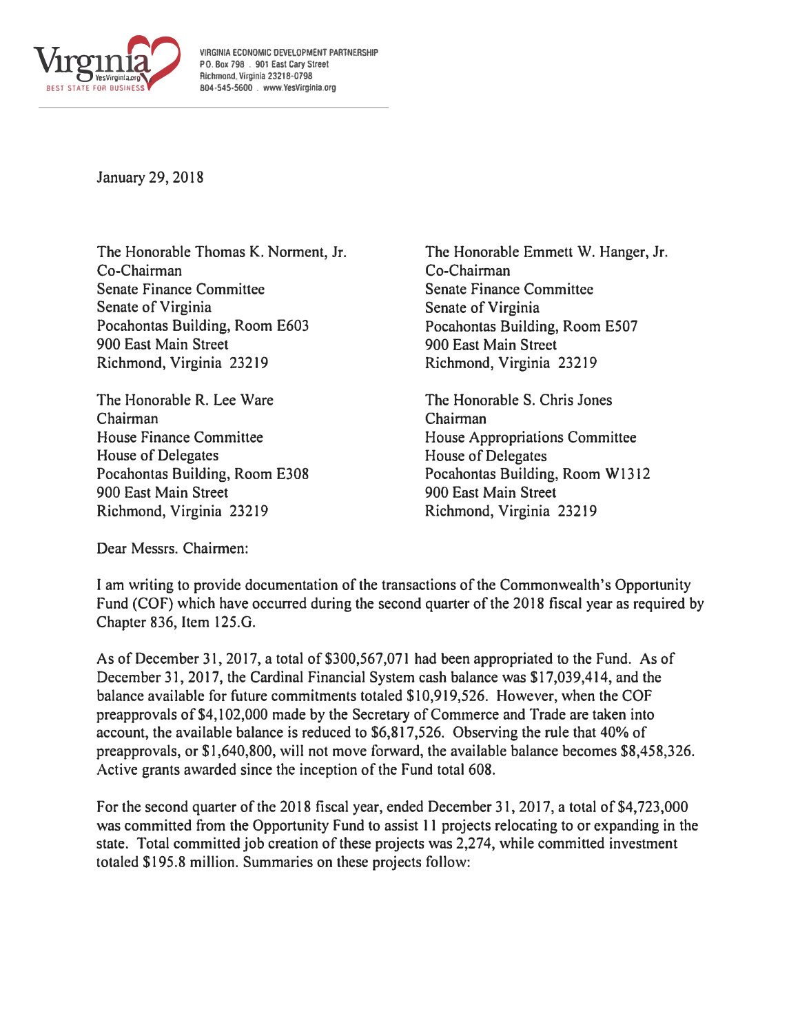VIRGINIA ECONOMIC DEVELOPMENT PARTNERSHIP
P.O. Box 798 . 901 East Cary Street
Richmond, Virginia 23218-0798
804-545-5600 . www.YesVirginia.org

January 29, 2018

The Honorable Thomas K. Norment, Jr.
Co-Chairman
Senate Finance Committee
Senate of Virginia
Pocahontas Building, Room E603
900 East Main Street
Richmond, Virginia 23219

The Honorable Emmett W. Hanger, Jr.
Co-Chairman
Senate Finance Committee
Senate of Virginia
Pocahontas Building, Room E507
900 East Main Street
Richmond, Virginia 23219

The Honorable R. Lee Ware
Chairman
House Finance Committee
House of Delegates
Pocahontas Building, Room E308
900 East Main Street
Richmond, Virginia 23219

The Honorable S. Chris Jones
Chairman
House Appropriations Committee
House of Delegates
Pocahontas Building, Room W1312
900 East Main Street
Richmond, Virginia 23219

Dear Messrs. Chairmen:

I am writing to provide documentation of the transactions of the Commonwealth's Opportunity Fund (COF) which have occurred during the second quarter of the 2018 fiscal year as required by Chapter 836, Item 125.G.

As of December 31, 2017, a total of $300,567,071 had been appropriated to the Fund. As of December 31, 2017, the Cardinal Financial System cash balance was $17,039,414, and the balance available for future commitments totaled $10,919,526. However, when the COF preapprovals of $4,102,000 made by the Secretary of Commerce and Trade are taken into account, the available balance is reduced to $6,817,526. Observing the rule that 40% of preapprovals, or $1,640,800, will not move forward, the available balance becomes $8,458,326. Active grants awarded since the inception of the Fund total 608.

For the second quarter of the 2018 fiscal year, ended December 31, 2017, a total of $4,723,000 was committed from the Opportunity Fund to assist 11 projects relocating to or expanding in the state. Total committed job creation of these projects was 2,274, while committed investment totaled $195.8 million. Summaries on these projects follow: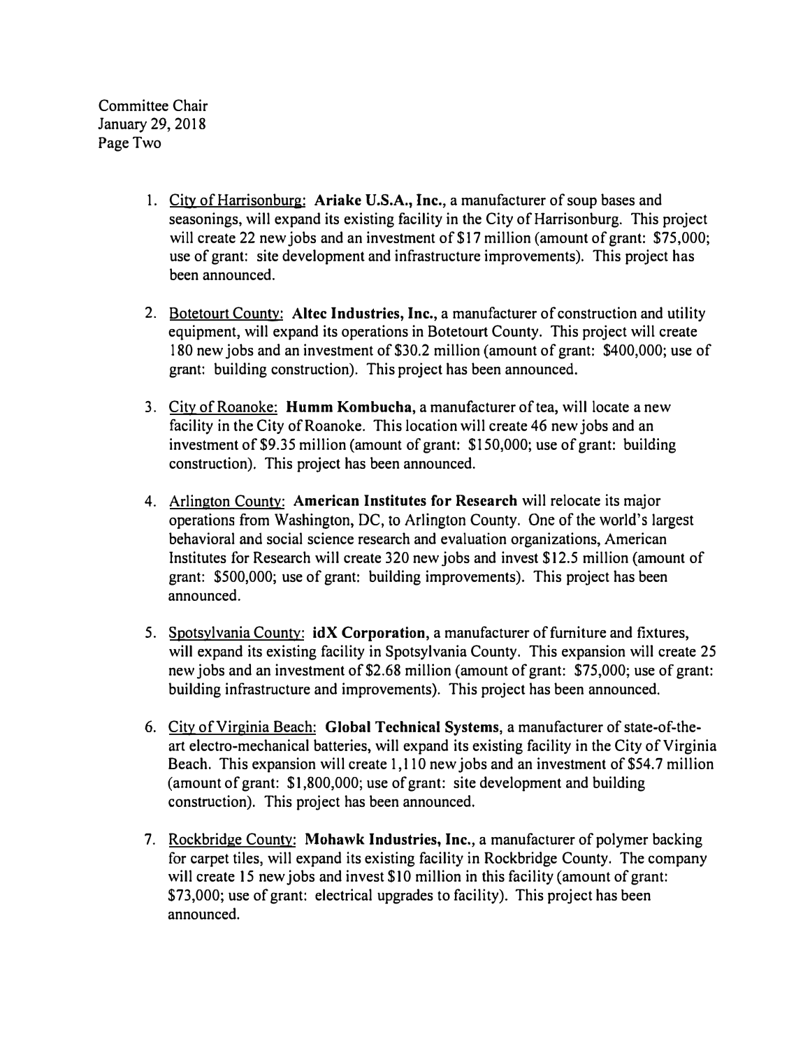1. City of Harrisonburg: **Ariake U.S.A., Inc.**, a manufacturer of soup bases and seasonings, will expand its existing facility in the City of Harrisonburg. This project will create 22 new jobs and an investment of $17 million (amount of grant: $75,000; use of grant: site development and infrastructure improvements). This project has been announced.

2. Botetourt County: **Altec Industries, Inc.**, a manufacturer of construction and utility equipment, will expand its operations in Botetourt County. This project will create 180 new jobs and an investment of $30.2 million (amount of grant: $400,000; use of grant: building construction). This project has been announced.

3. City of Roanoke: **Humm Kombucha**, a manufacturer of tea, will locate a new facility in the City of Roanoke. This location will create 46 new jobs and an investment of $9.35 million (amount of grant: $150,000; use of grant: building construction). This project has been announced.

4. Arlington County: **American Institutes for Research** will relocate its major operations from Washington, DC, to Arlington County. One of the world's largest behavioral and social science research and evaluation organizations, American Institutes for Research will create 320 new jobs and invest $12.5 million (amount of grant: $500,000; use of grant: building improvements). This project has been announced.

5. Spotsylvania County: **idX Corporation**, a manufacturer of furniture and fixtures, will expand its existing facility in Spotsylvania County. This expansion will create 25 new jobs and an investment of $2.68 million (amount of grant: $75,000; use of grant: building infrastructure and improvements). This project has been announced.

6. City of Virginia Beach: **Global Technical Systems**, a manufacturer of state-of-the-art electro-mechanical batteries, will expand its existing facility in the City of Virginia Beach. This expansion will create 1,110 new jobs and an investment of $54.7 million (amount of grant: $1,800,000; use of grant: site development and building construction). This project has been announced.

7. Rockbridge County: **Mohawk Industries, Inc.**, a manufacturer of polymer backing for carpet tiles, will expand its existing facility in Rockbridge County. The company will create 15 new jobs and invest $10 million in this facility (amount of grant: $73,000; use of grant: electrical upgrades to facility). This project has been announced.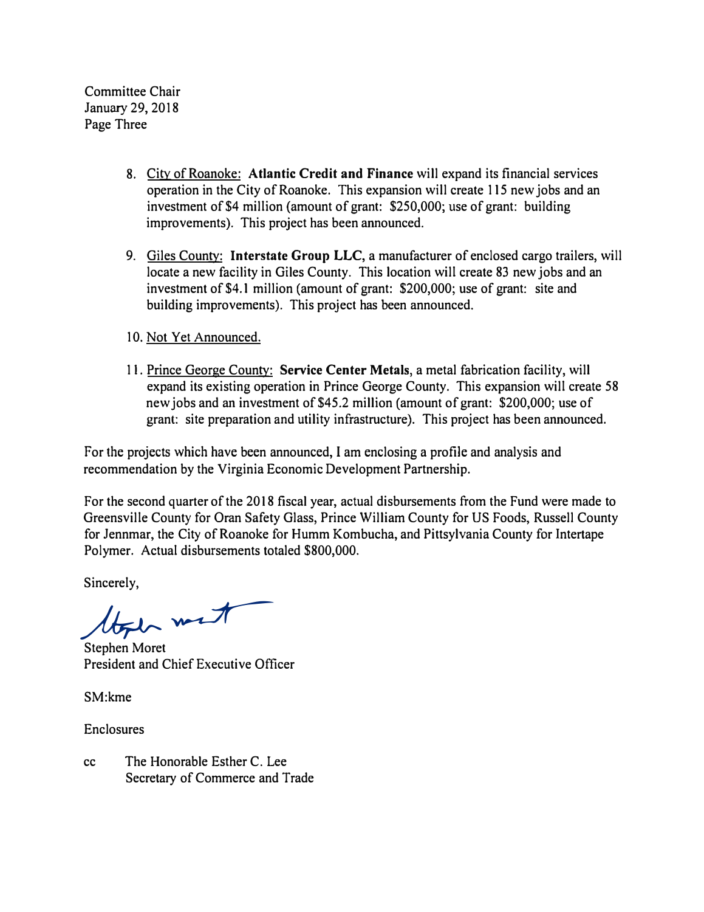8. City of Roanoke: **Atlantic Credit and Finance** will expand its financial services operation in the City of Roanoke. This expansion will create 115 new jobs and an investment of $4 million (amount of grant: $250,000; use of grant: building improvements). This project has been announced.

9. Giles County: **Interstate Group LLC**, a manufacturer of enclosed cargo trailers, will locate a new facility in Giles County. This location will create 83 new jobs and an investment of $4.1 million (amount of grant: $200,000; use of grant: site and building improvements). This project has been announced.

10. Not Yet Announced.

11. Prince George County: **Service Center Metals**, a metal fabrication facility, will expand its existing operation in Prince George County. This expansion will create 58 new jobs and an investment of $45.2 million (amount of grant: $200,000; use of grant: site preparation and utility infrastructure). This project has been announced.

For the projects which have been announced, I am enclosing a profile and analysis and recommendation by the Virginia Economic Development Partnership.

For the second quarter of the 2018 fiscal year, actual disbursements from the Fund were made to Greensville County for Oran Safety Glass, Prince William County for US Foods, Russell County for Jennmar, the City of Roanoke for Humm Kombucha, and Pittsylvania County for Intertape Polymer. Actual disbursements totaled $800,000.

Sincerely,

Stephen Moret
President and Chief Executive Officer

SM:kme

Enclosures

cc The Honorable Esther C. Lee
Secretary of Commerce and Trade